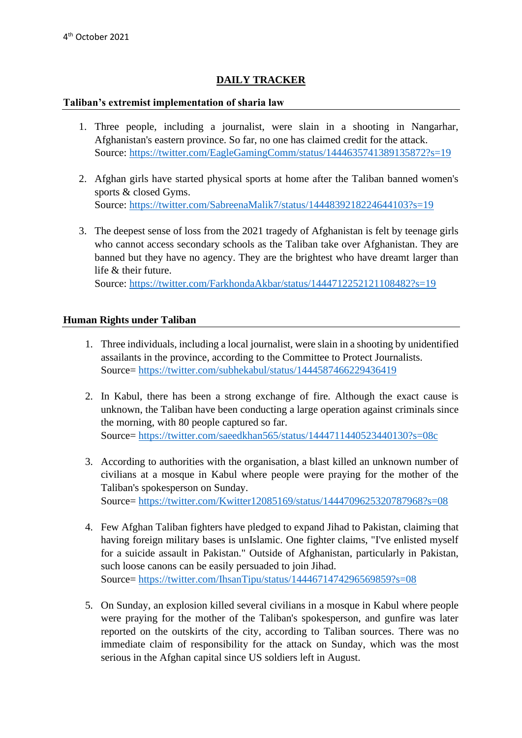4th October 2021

# DAILY TRACKER

## Taliban's extremist implementation of sharia law

1. Three people, including a journalist, were slain in a shooting in Nangarhar, Afghanistan's eastern province. So far, no one has claimed credit for the attack.
   Source: https://twitter.com/EagleGamingComm/status/1444635741389135872?s=19

2. Afghan girls have started physical sports at home after the Taliban banned women's sports & closed Gyms.
   Source: https://twitter.com/SabreenaMalik7/status/1444839218224644103?s=19

3. The deepest sense of loss from the 2021 tragedy of Afghanistan is felt by teenage girls who cannot access secondary schools as the Taliban take over Afghanistan. They are banned but they have no agency. They are the brightest who have dreamt larger than life & their future.
   Source: https://twitter.com/FarkhondaAkbar/status/1444712252121108482?s=19

## Human Rights under Taliban

1. Three individuals, including a local journalist, were slain in a shooting by unidentified assailants in the province, according to the Committee to Protect Journalists.
   Source= https://twitter.com/subhekabul/status/1444587466229436419

2. In Kabul, there has been a strong exchange of fire. Although the exact cause is unknown, the Taliban have been conducting a large operation against criminals since the morning, with 80 people captured so far.
   Source= https://twitter.com/saeedkhan565/status/1444711440523440130?s=08c

3. According to authorities with the organisation, a blast killed an unknown number of civilians at a mosque in Kabul where people were praying for the mother of the Taliban's spokesperson on Sunday.
   Source= https://twitter.com/Kwitter12085169/status/1444709625320787968?s=08

4. Few Afghan Taliban fighters have pledged to expand Jihad to Pakistan, claiming that having foreign military bases is unIslamic. One fighter claims, "I've enlisted myself for a suicide assault in Pakistan." Outside of Afghanistan, particularly in Pakistan, such loose canons can be easily persuaded to join Jihad.
   Source= https://twitter.com/IhsanTipu/status/1444671474296569859?s=08

5. On Sunday, an explosion killed several civilians in a mosque in Kabul where people were praying for the mother of the Taliban's spokesperson, and gunfire was later reported on the outskirts of the city, according to Taliban sources. There was no immediate claim of responsibility for the attack on Sunday, which was the most serious in the Afghan capital since US soldiers left in August.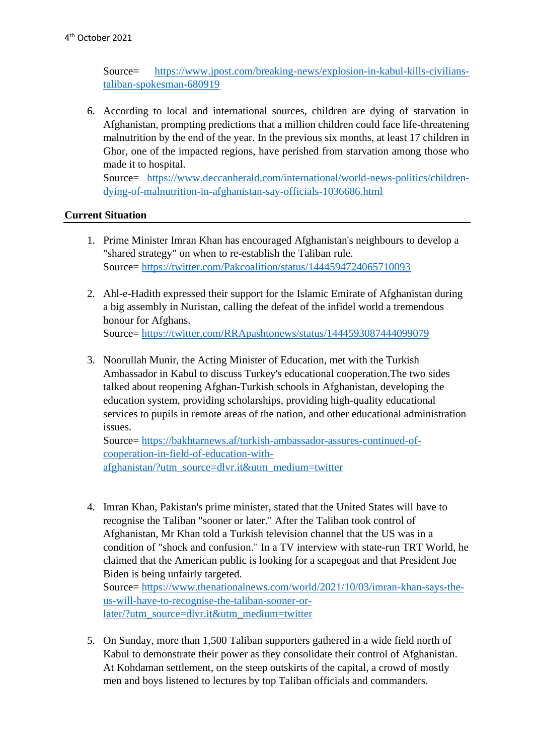Source= https://www.jpost.com/breaking-news/explosion-in-kabul-kills-civilians-taliban-spokesman-680919

6. According to local and international sources, children are dying of starvation in Afghanistan, prompting predictions that a million children could face life-threatening malnutrition by the end of the year. In the previous six months, at least 17 children in Ghor, one of the impacted regions, have perished from starvation among those who made it to hospital.
Source= https://www.deccanherald.com/international/world-news-politics/children-dying-of-malnutrition-in-afghanistan-say-officials-1036686.html

## Current Situation

1. Prime Minister Imran Khan has encouraged Afghanistan's neighbours to develop a "shared strategy" on when to re-establish the Taliban rule.
Source= https://twitter.com/Pakcoalition/status/1444594724065710093

2. Ahl-e-Hadith expressed their support for the Islamic Emirate of Afghanistan during a big assembly in Nuristan, calling the defeat of the infidel world a tremendous honour for Afghans.
Source= https://twitter.com/RRApashtonews/status/1444593087444099079

3. Noorullah Munir, the Acting Minister of Education, met with the Turkish Ambassador in Kabul to discuss Turkey's educational cooperation.The two sides talked about reopening Afghan-Turkish schools in Afghanistan, developing the education system, providing scholarships, providing high-quality educational services to pupils in remote areas of the nation, and other educational administration issues.
Source= https://bakhtarnews.af/turkish-ambassador-assures-continued-of-cooperation-in-field-of-education-with-afghanistan/?utm_source=dlvr.it&utm_medium=twitter

4. Imran Khan, Pakistan's prime minister, stated that the United States will have to recognise the Taliban "sooner or later." After the Taliban took control of Afghanistan, Mr Khan told a Turkish television channel that the US was in a condition of "shock and confusion." In a TV interview with state-run TRT World, he claimed that the American public is looking for a scapegoat and that President Joe Biden is being unfairly targeted.
Source= https://www.thenationalnews.com/world/2021/10/03/imran-khan-says-the-us-will-have-to-recognise-the-taliban-sooner-or-later/?utm_source=dlvr.it&utm_medium=twitter

5. On Sunday, more than 1,500 Taliban supporters gathered in a wide field north of Kabul to demonstrate their power as they consolidate their control of Afghanistan. At Kohdaman settlement, on the steep outskirts of the capital, a crowd of mostly men and boys listened to lectures by top Taliban officials and commanders.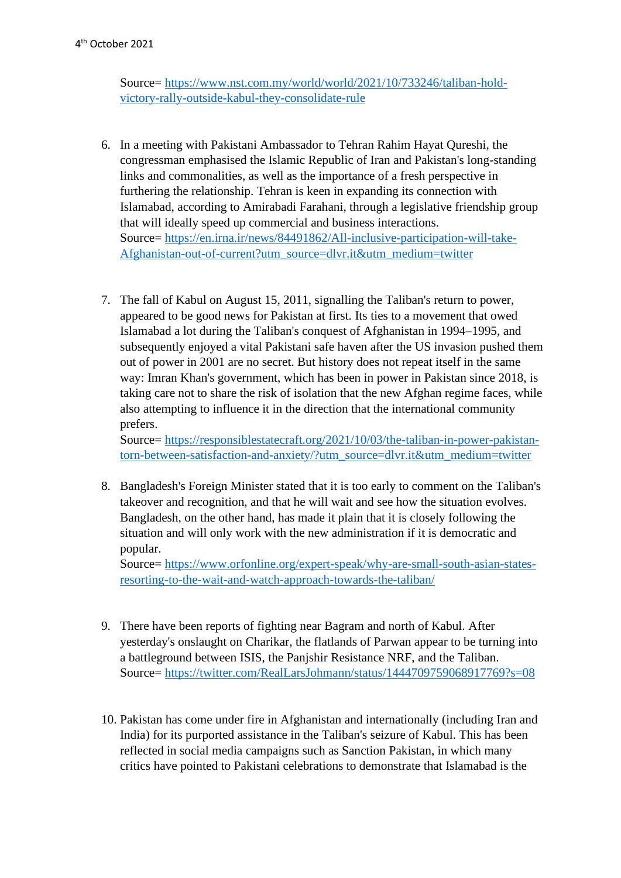4th October 2021

Source= https://www.nst.com.my/world/world/2021/10/733246/taliban-hold-victory-rally-outside-kabul-they-consolidate-rule

6. In a meeting with Pakistani Ambassador to Tehran Rahim Hayat Qureshi, the congressman emphasised the Islamic Republic of Iran and Pakistan's long-standing links and commonalities, as well as the importance of a fresh perspective in furthering the relationship. Tehran is keen in expanding its connection with Islamabad, according to Amirabadi Farahani, through a legislative friendship group that will ideally speed up commercial and business interactions.
   Source= https://en.irna.ir/news/84491862/All-inclusive-participation-will-take-Afghanistan-out-of-current?utm_source=dlvr.it&utm_medium=twitter

7. The fall of Kabul on August 15, 2011, signalling the Taliban's return to power, appeared to be good news for Pakistan at first. Its ties to a movement that owed Islamabad a lot during the Taliban's conquest of Afghanistan in 1994–1995, and subsequently enjoyed a vital Pakistani safe haven after the US invasion pushed them out of power in 2001 are no secret. But history does not repeat itself in the same way: Imran Khan's government, which has been in power in Pakistan since 2018, is taking care not to share the risk of isolation that the new Afghan regime faces, while also attempting to influence it in the direction that the international community prefers.
   Source= https://responsiblestatecraft.org/2021/10/03/the-taliban-in-power-pakistan-torn-between-satisfaction-and-anxiety/?utm_source=dlvr.it&utm_medium=twitter

8. Bangladesh's Foreign Minister stated that it is too early to comment on the Taliban's takeover and recognition, and that he will wait and see how the situation evolves. Bangladesh, on the other hand, has made it plain that it is closely following the situation and will only work with the new administration if it is democratic and popular.
   Source= https://www.orfonline.org/expert-speak/why-are-small-south-asian-states-resorting-to-the-wait-and-watch-approach-towards-the-taliban/

9. There have been reports of fighting near Bagram and north of Kabul. After yesterday's onslaught on Charikar, the flatlands of Parwan appear to be turning into a battleground between ISIS, the Panjshir Resistance NRF, and the Taliban.
   Source= https://twitter.com/RealLarsJohmann/status/1444709759068917769?s=08

10. Pakistan has come under fire in Afghanistan and internationally (including Iran and India) for its purported assistance in the Taliban's seizure of Kabul. This has been reflected in social media campaigns such as Sanction Pakistan, in which many critics have pointed to Pakistani celebrations to demonstrate that Islamabad is the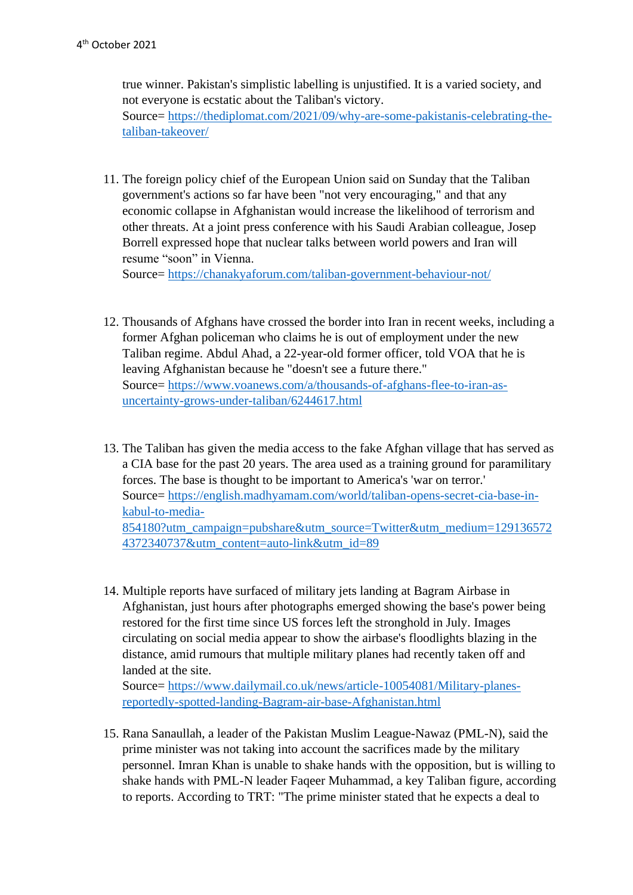true winner. Pakistan's simplistic labelling is unjustified. It is a varied society, and not everyone is ecstatic about the Taliban's victory.
Source= https://thediplomat.com/2021/09/why-are-some-pakistanis-celebrating-the-taliban-takeover/

11. The foreign policy chief of the European Union said on Sunday that the Taliban government's actions so far have been "not very encouraging," and that any economic collapse in Afghanistan would increase the likelihood of terrorism and other threats. At a joint press conference with his Saudi Arabian colleague, Josep Borrell expressed hope that nuclear talks between world powers and Iran will resume "soon" in Vienna.
Source= https://chanakyaforum.com/taliban-government-behaviour-not/

12. Thousands of Afghans have crossed the border into Iran in recent weeks, including a former Afghan policeman who claims he is out of employment under the new Taliban regime. Abdul Ahad, a 22-year-old former officer, told VOA that he is leaving Afghanistan because he "doesn't see a future there."
Source= https://www.voanews.com/a/thousands-of-afghans-flee-to-iran-as-uncertainty-grows-under-taliban/6244617.html

13. The Taliban has given the media access to the fake Afghan village that has served as a CIA base for the past 20 years. The area used as a training ground for paramilitary forces. The base is thought to be important to America's 'war on terror.'
Source= https://english.madhyamam.com/world/taliban-opens-secret-cia-base-in-kabul-to-media-854180?utm_campaign=pubshare&utm_source=Twitter&utm_medium=1291365724372340737&utm_content=auto-link&utm_id=89

14. Multiple reports have surfaced of military jets landing at Bagram Airbase in Afghanistan, just hours after photographs emerged showing the base's power being restored for the first time since US forces left the stronghold in July. Images circulating on social media appear to show the airbase's floodlights blazing in the distance, amid rumours that multiple military planes had recently taken off and landed at the site.
Source= https://www.dailymail.co.uk/news/article-10054081/Military-planes-reportedly-spotted-landing-Bagram-air-base-Afghanistan.html

15. Rana Sanaullah, a leader of the Pakistan Muslim League-Nawaz (PML-N), said the prime minister was not taking into account the sacrifices made by the military personnel. Imran Khan is unable to shake hands with the opposition, but is willing to shake hands with PML-N leader Faqeer Muhammad, a key Taliban figure, according to reports. According to TRT: "The prime minister stated that he expects a deal to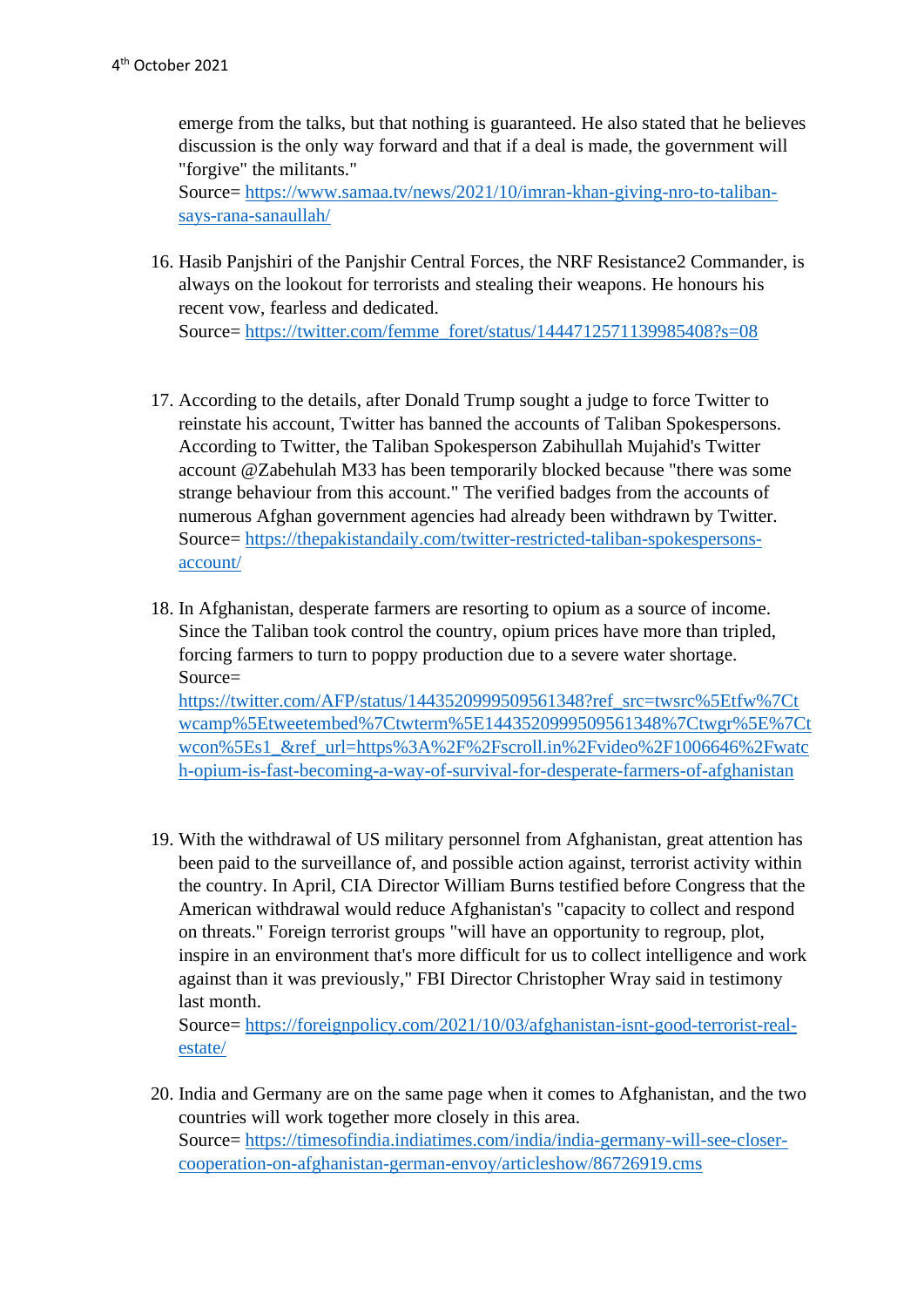emerge from the talks, but that nothing is guaranteed. He also stated that he believes discussion is the only way forward and that if a deal is made, the government will "forgive" the militants."
Source= https://www.samaa.tv/news/2021/10/imran-khan-giving-nro-to-taliban-says-rana-sanaullah/

16. Hasib Panjshiri of the Panjshir Central Forces, the NRF Resistance2 Commander, is always on the lookout for terrorists and stealing their weapons. He honours his recent vow, fearless and dedicated.
Source= https://twitter.com/femme_foret/status/1444712571139985408?s=08

17. According to the details, after Donald Trump sought a judge to force Twitter to reinstate his account, Twitter has banned the accounts of Taliban Spokespersons. According to Twitter, the Taliban Spokesperson Zabihullah Mujahid's Twitter account @Zabehulah M33 has been temporarily blocked because "there was some strange behaviour from this account." The verified badges from the accounts of numerous Afghan government agencies had already been withdrawn by Twitter.
Source= https://thepakistandaily.com/twitter-restricted-taliban-spokespersons-account/

18. In Afghanistan, desperate farmers are resorting to opium as a source of income. Since the Taliban took control the country, opium prices have more than tripled, forcing farmers to turn to poppy production due to a severe water shortage.
Source= https://twitter.com/AFP/status/1443520999509561348?ref_src=twsrc%5Etfw%7Ctwcamp%5Etweetembed%7Ctwterm%5E1443520999509561348%7Ctwgr%5E%7Ctwcon%5Es1_&ref_url=https%3A%2F%2Fscroll.in%2Fvideo%2F1006646%2Fwatch-opium-is-fast-becoming-a-way-of-survival-for-desperate-farmers-of-afghanistan

19. With the withdrawal of US military personnel from Afghanistan, great attention has been paid to the surveillance of, and possible action against, terrorist activity within the country. In April, CIA Director William Burns testified before Congress that the American withdrawal would reduce Afghanistan's "capacity to collect and respond on threats." Foreign terrorist groups "will have an opportunity to regroup, plot, inspire in an environment that's more difficult for us to collect intelligence and work against than it was previously," FBI Director Christopher Wray said in testimony last month.
Source= https://foreignpolicy.com/2021/10/03/afghanistan-isnt-good-terrorist-real-estate/

20. India and Germany are on the same page when it comes to Afghanistan, and the two countries will work together more closely in this area.
Source= https://timesofindia.indiatimes.com/india/india-germany-will-see-closer-cooperation-on-afghanistan-german-envoy/articleshow/86726919.cms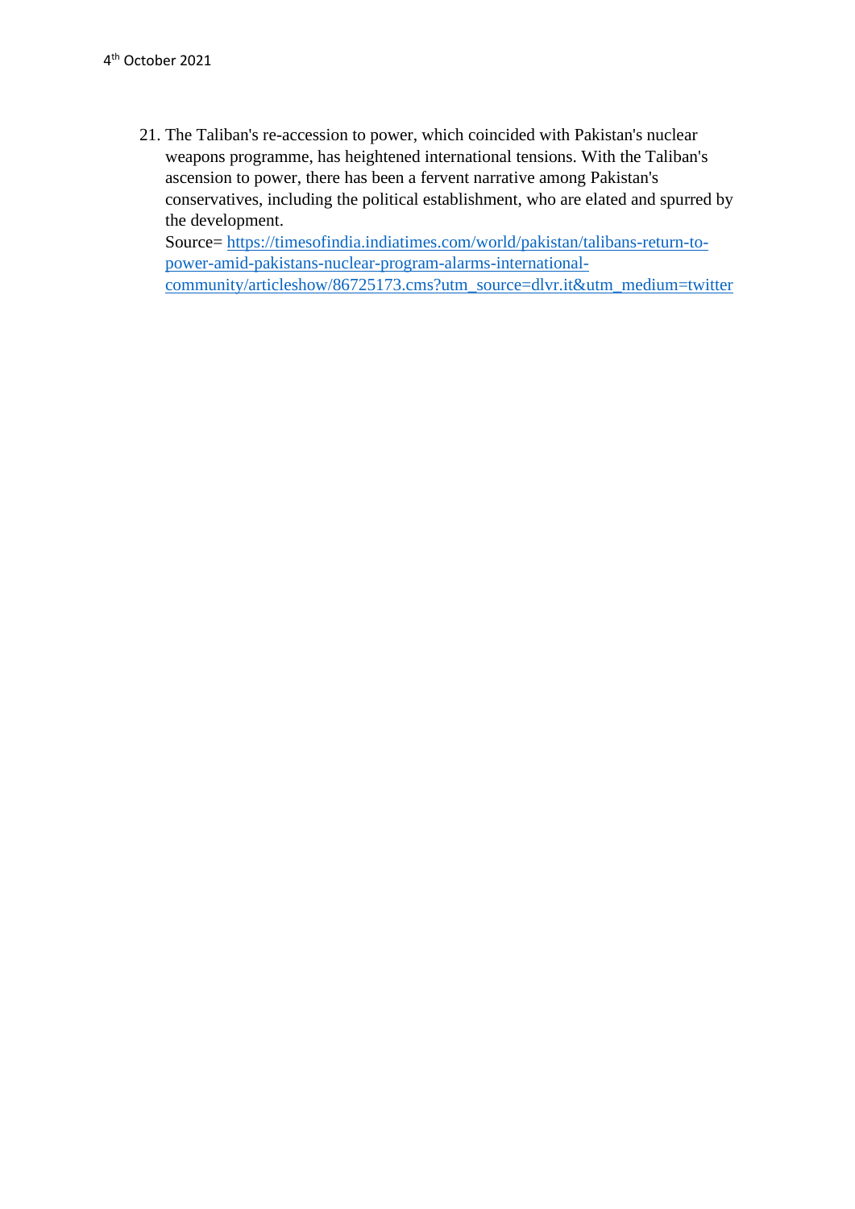4th October 2021

21. The Taliban's re-accession to power, which coincided with Pakistan's nuclear weapons programme, has heightened international tensions. With the Taliban's ascension to power, there has been a fervent narrative among Pakistan's conservatives, including the political establishment, who are elated and spurred by the development.
    Source= https://timesofindia.indiatimes.com/world/pakistan/talibans-return-to-power-amid-pakistans-nuclear-program-alarms-international-community/articleshow/86725173.cms?utm_source=dlvr.it&utm_medium=twitter